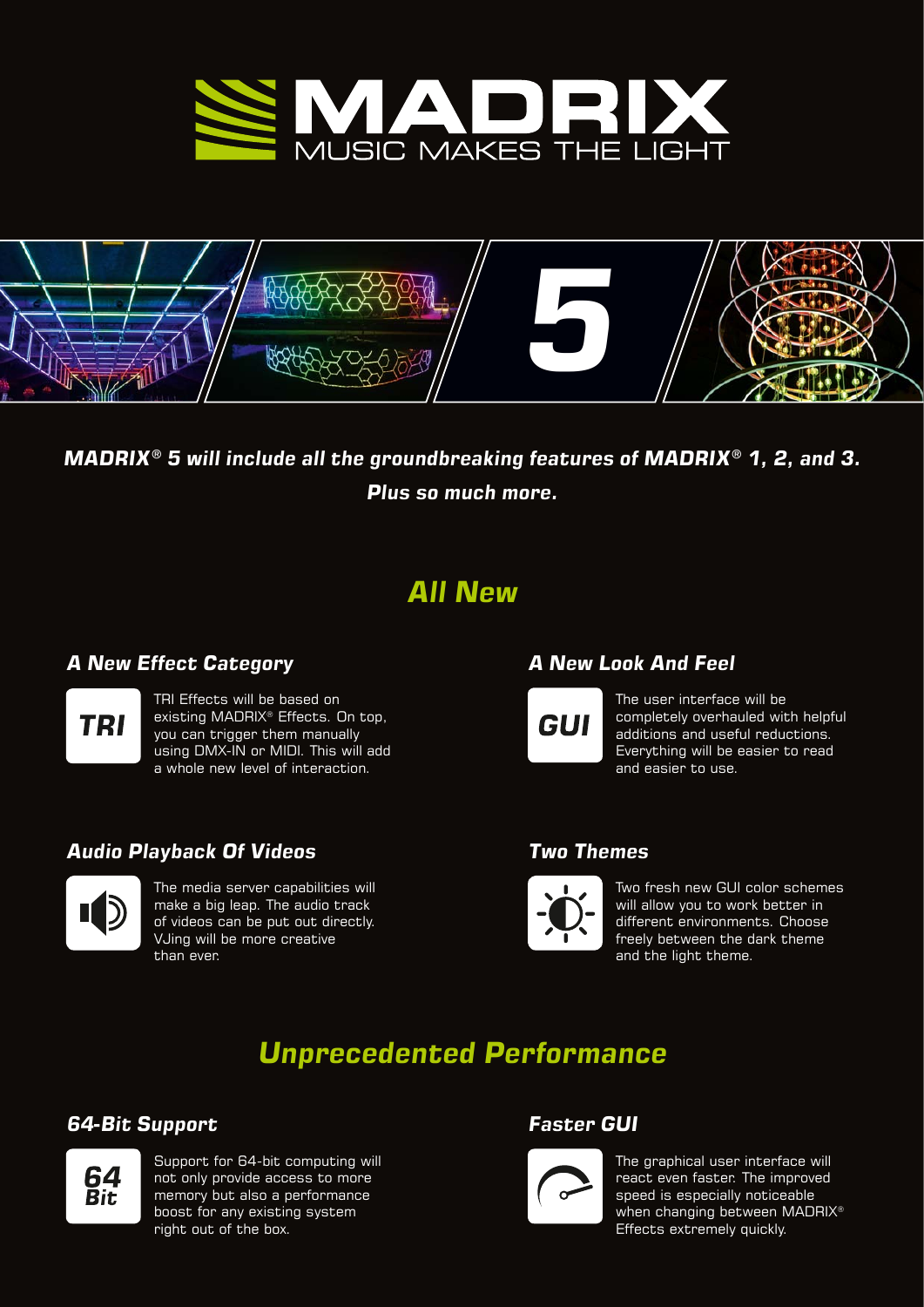# MADRIX

MUSIC MAKES THE LIGHT

5

***MADRIX® 5 will include all the groundbreaking features of MADRIX® 1, 2, and 3. Plus so much more.***

## All New

### A New Effect Category

TRI

TRI Effects will be based on existing MADRIX® Effects. On top, you can trigger them manually using DMX-IN or MIDI. This will add a whole new level of interaction.

### A New Look And Feel

GUI

The user interface will be completely overhauled with helpful additions and useful reductions. Everything will be easier to read and easier to use.

### Audio Playback Of Videos

The media server capabilities will make a big leap. The audio track of videos can be put out directly. VJing will be more creative than ever.

### Two Themes

Two fresh new GUI color schemes will allow you to work better in different environments. Choose freely between the dark theme and the light theme.

## Unprecedented Performance

### 64-Bit Support

64 Bit

Support for 64-bit computing will not only provide access to more memory but also a performance boost for any existing system right out of the box.

### Faster GUI

The graphical user interface will react even faster. The improved speed is especially noticeable when changing between MADRIX® Effects extremely quickly.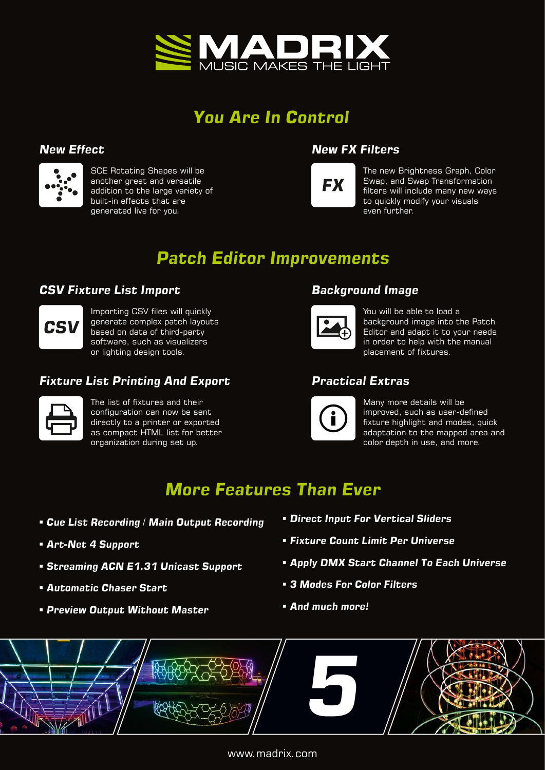# MADRIX

MUSIC MAKES THE LIGHT

## You Are In Control

### New Effect

SCE Rotating Shapes will be another great and versatile addition to the large variety of built-in effects that are generated live for you.

### New FX Filters

The new Brightness Graph, Color Swap, and Swap Transformation filters will include many new ways to quickly modify your visuals even further.

## Patch Editor Improvements

### CSV Fixture List Import

Importing CSV files will quickly generate complex patch layouts based on data of third-party software, such as visualizers or lighting design tools.

### Fixture List Printing And Export

The list of fixtures and their configuration can now be sent directly to a printer or exported as compact HTML list for better organization during set up.

### Background Image

You will be able to load a background image into the Patch Editor and adapt it to your needs in order to help with the manual placement of fixtures.

### Practical Extras

Many more details will be improved, such as user-defined fixture highlight and modes, quick adaptation to the mapped area and color depth in use, and more.

## More Features Than Ever

- ***Cue List Recording / Main Output Recording***
- ***Art-Net 4 Support***
- ***Streaming ACN E1.31 Unicast Support***
- ***Automatic Chaser Start***
- ***Preview Output Without Master***
- ***Direct Input For Vertical Sliders***
- ***Fixture Count Limit Per Universe***
- ***Apply DMX Start Channel To Each Universe***
- ***3 Modes For Color Filters***
- ***And much more!***

5

www.madrix.com